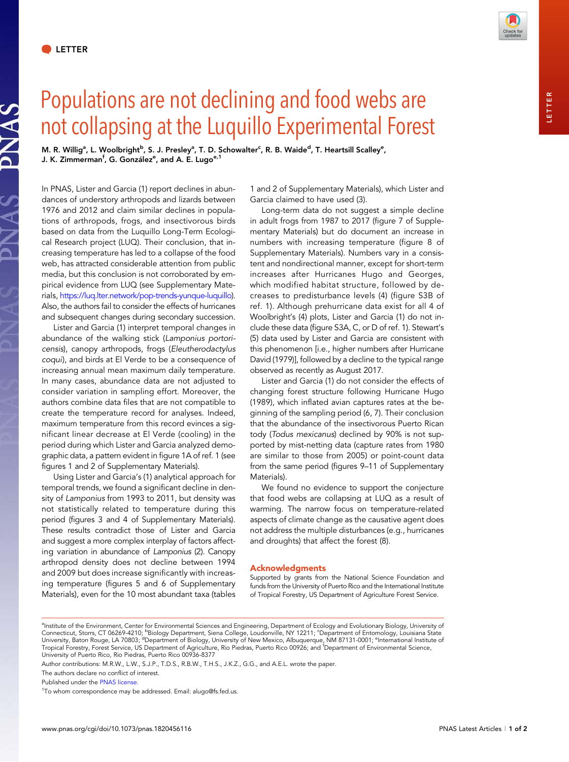LETTER

# Populations are not declining and food webs are not collapsing at the Luquillo Experimental Forest

M. R. Willig[a], L. Woolbright[b], S. J. Presley[a], T. D. Schowalter[c], R. B. Waide[d], T. Heartsill Scalley[e], J. K. Zimmerman[f], G. González[e], and A. E. Lugo[e,1]

In PNAS, Lister and Garcia (1) report declines in abundances of understory arthropods and lizards between 1976 and 2012 and claim similar declines in populations of arthropods, frogs, and insectivorous birds based on data from the Luquillo Long-Term Ecological Research project (LUQ). Their conclusion, that increasing temperature has led to a collapse of the food web, has attracted considerable attention from public media, but this conclusion is not corroborated by empirical evidence from LUQ (see Supplementary Materials, https://luq.lter.network/pop-trends-yunque-luquillo). Also, the authors fail to consider the effects of hurricanes and subsequent changes during secondary succession.

Lister and Garcia (1) interpret temporal changes in abundance of the walking stick (*Lamponius portoricensis*), canopy arthropods, frogs (*Eleutherodactylus coqui*), and birds at El Verde to be a consequence of increasing annual mean maximum daily temperature. In many cases, abundance data are not adjusted to consider variation in sampling effort. Moreover, the authors combine data files that are not compatible to create the temperature record for analyses. Indeed, maximum temperature from this record evinces a significant linear decrease at El Verde (cooling) in the period during which Lister and Garcia analyzed demographic data, a pattern evident in figure 1A of ref. 1 (see figures 1 and 2 of Supplementary Materials).

Using Lister and Garcia's (1) analytical approach for temporal trends, we found a significant decline in density of *Lamponius* from 1993 to 2011, but density was not statistically related to temperature during this period (figures 3 and 4 of Supplementary Materials). These results contradict those of Lister and Garcia and suggest a more complex interplay of factors affecting variation in abundance of *Lamponius* (2). Canopy arthropod density does not decline between 1994 and 2009 but does increase significantly with increasing temperature (figures 5 and 6 of Supplementary Materials), even for the 10 most abundant taxa (tables 1 and 2 of Supplementary Materials), which Lister and Garcia claimed to have used (3).

Long-term data do not suggest a simple decline in adult frogs from 1987 to 2017 (figure 7 of Supplementary Materials) but do document an increase in numbers with increasing temperature (figure 8 of Supplementary Materials). Numbers vary in a consistent and nondirectional manner, except for short-term increases after Hurricanes Hugo and Georges, which modified habitat structure, followed by decreases to predisturbance levels (4) (figure S3B of ref. 1). Although prehurricane data exist for all 4 of Woolbright's (4) plots, Lister and Garcia (1) do not include these data (figure S3A, C, or D of ref. 1). Stewart's (5) data used by Lister and Garcia are consistent with this phenomenon [i.e., higher numbers after Hurricane David (1979)], followed by a decline to the typical range observed as recently as August 2017.

Lister and Garcia (1) do not consider the effects of changing forest structure following Hurricane Hugo (1989), which inflated avian captures rates at the beginning of the sampling period (6, 7). Their conclusion that the abundance of the insectivorous Puerto Rican tody (*Todus mexicanus*) declined by 90% is not supported by mist-netting data (capture rates from 1980 are similar to those from 2005) or point-count data from the same period (figures 9–11 of Supplementary Materials).

We found no evidence to support the conjecture that food webs are collapsing at LUQ as a result of warming. The narrow focus on temperature-related aspects of climate change as the causative agent does not address the multiple disturbances (e.g., hurricanes and droughts) that affect the forest (8).

## Acknowledgments

Supported by grants from the National Science Foundation and funds from the University of Puerto Rico and the International Institute of Tropical Forestry, US Department of Agriculture Forest Service.

[a]Institute of the Environment, Center for Environmental Sciences and Engineering, Department of Ecology and Evolutionary Biology, University of Connecticut, Storrs, CT 06269-4210; [b]Biology Department, Siena College, Loudonville, NY 12211; [c]Department of Entomology, Louisiana State University, Baton Rouge, LA 70803; [d]Department of Biology, University of New Mexico, Albuquerque, NM 87131-0001; [e]International Institute of Tropical Forestry, Forest Service, US Department of Agriculture, Rio Piedras, Puerto Rico 00926; and [f]Department of Environmental Science, University of Puerto Rico, Rio Piedras, Puerto Rico 00936-8377

Author contributions: M.R.W., L.W., S.J.P., T.D.S., R.B.W., T.H.S., J.K.Z., G.G., and A.E.L. wrote the paper.

The authors declare no conflict of interest.

Published under the PNAS license.

[1]To whom correspondence may be addressed. Email: alugo@fs.fed.us.

www.pnas.org/cgi/doi/10.1073/pnas.1820456116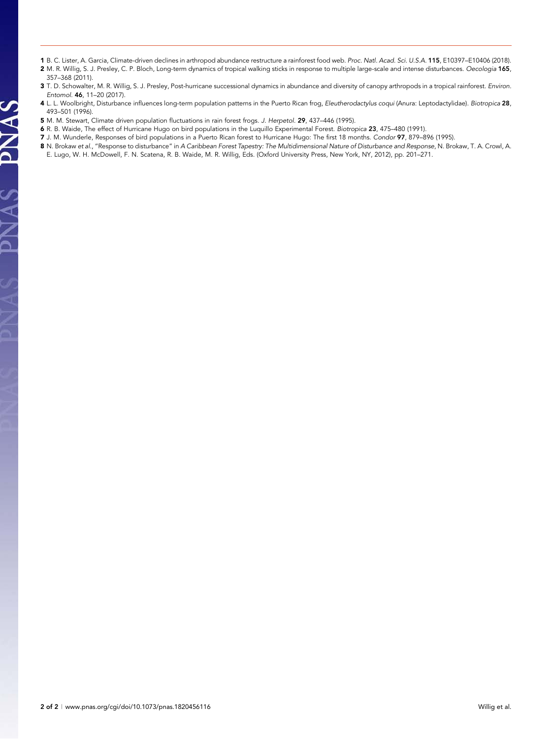1 B. C. Lister, A. Garcia, Climate-driven declines in arthropod abundance restructure a rainforest food web. *Proc. Natl. Acad. Sci. U.S.A.* **115**, E10397–E10406 (2018).

2 M. R. Willig, S. J. Presley, C. P. Bloch, Long-term dynamics of tropical walking sticks in response to multiple large-scale and intense disturbances. *Oecologia* **165**, 357–368 (2011).

3 T. D. Schowalter, M. R. Willig, S. J. Presley, Post-hurricane successional dynamics in abundance and diversity of canopy arthropods in a tropical rainforest. *Environ. Entomol.* **46**, 11–20 (2017).

4 L. L. Woolbright, Disturbance influences long-term population patterns in the Puerto Rican frog, *Eleutherodactylus coqui* (Anura: Leptodactylidae). *Biotropica* **28**, 493–501 (1996).

5 M. M. Stewart, Climate driven population fluctuations in rain forest frogs. *J. Herpetol.* **29**, 437–446 (1995).

6 R. B. Waide, The effect of Hurricane Hugo on bird populations in the Luquillo Experimental Forest. *Biotropica* **23**, 475–480 (1991).

7 J. M. Wunderle, Responses of bird populations in a Puerto Rican forest to Hurricane Hugo: The first 18 months. *Condor* **97**, 879–896 (1995).

8 N. Brokaw *et al.*, "Response to disturbance" in *A Caribbean Forest Tapestry: The Multidimensional Nature of Disturbance and Response*, N. Brokaw, T. A. Crowl, A. E. Lugo, W. H. McDowell, F. N. Scatena, R. B. Waide, M. R. Willig, Eds. (Oxford University Press, New York, NY, 2012), pp. 201–271.